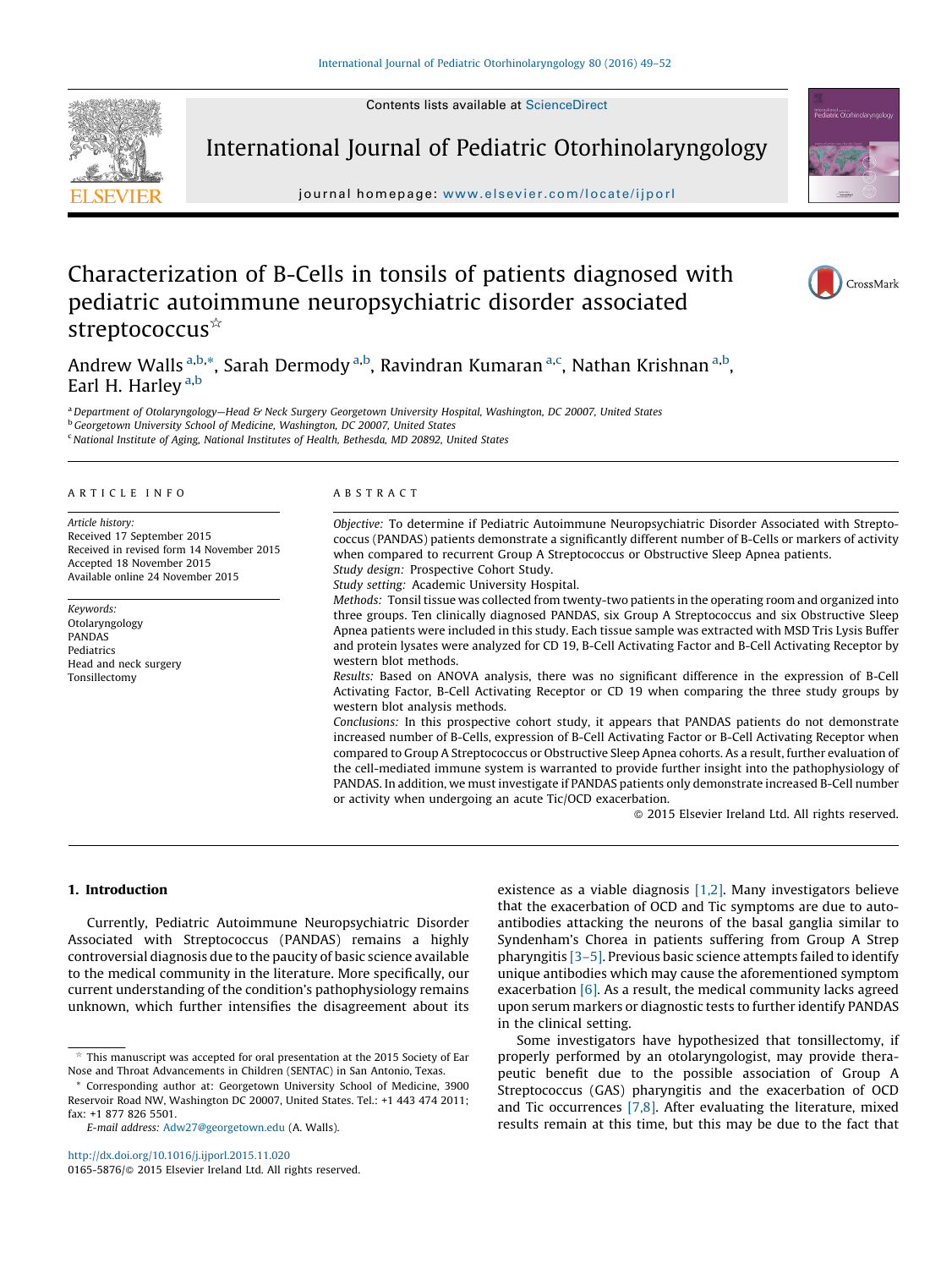# Characterization of B-Cells in tonsils of patients diagnosed with pediatric autoimmune neuropsychiatric disorder associated streptococcus☆

Andrew Walls [a,b,*], Sarah Dermody [a,b], Ravindran Kumaran [a,c], Nathan Krishnan [a,b], Earl H. Harley [a,b]

[a] Department of Otolaryngology—Head & Neck Surgery Georgetown University Hospital, Washington, DC 20007, United States
[b] Georgetown University School of Medicine, Washington, DC 20007, United States
[c] National Institute of Aging, National Institutes of Health, Bethesda, MD 20892, United States

## ARTICLE INFO

*Article history:*
Received 17 September 2015
Received in revised form 14 November 2015
Accepted 18 November 2015
Available online 24 November 2015

*Keywords:*
Otolaryngology
PANDAS
Pediatrics
Head and neck surgery
Tonsillectomy

## ABSTRACT

*Objective:* To determine if Pediatric Autoimmune Neuropsychiatric Disorder Associated with Streptococcus (PANDAS) patients demonstrate a significantly different number of B-Cells or markers of activity when compared to recurrent Group A Streptococcus or Obstructive Sleep Apnea patients.

*Study design:* Prospective Cohort Study.

*Study setting:* Academic University Hospital.

*Methods:* Tonsil tissue was collected from twenty-two patients in the operating room and organized into three groups. Ten clinically diagnosed PANDAS, six Group A Streptococcus and six Obstructive Sleep Apnea patients were included in this study. Each tissue sample was extracted with MSD Tris Lysis Buffer and protein lysates were analyzed for CD 19, B-Cell Activating Factor and B-Cell Activating Receptor by western blot methods.

*Results:* Based on ANOVA analysis, there was no significant difference in the expression of B-Cell Activating Factor, B-Cell Activating Receptor or CD 19 when comparing the three study groups by western blot analysis methods.

*Conclusions:* In this prospective cohort study, it appears that PANDAS patients do not demonstrate increased number of B-Cells, expression of B-Cell Activating Factor or B-Cell Activating Receptor when compared to Group A Streptococcus or Obstructive Sleep Apnea cohorts. As a result, further evaluation of the cell-mediated immune system is warranted to provide further insight into the pathophysiology of PANDAS. In addition, we must investigate if PANDAS patients only demonstrate increased B-Cell number or activity when undergoing an acute Tic/OCD exacerbation.

© 2015 Elsevier Ireland Ltd. All rights reserved.

## 1. Introduction

Currently, Pediatric Autoimmune Neuropsychiatric Disorder Associated with Streptococcus (PANDAS) remains a highly controversial diagnosis due to the paucity of basic science available to the medical community in the literature. More specifically, our current understanding of the condition's pathophysiology remains unknown, which further intensifies the disagreement about its existence as a viable diagnosis [1,2]. Many investigators believe that the exacerbation of OCD and Tic symptoms are due to autoantibodies attacking the neurons of the basal ganglia similar to Syndenham's Chorea in patients suffering from Group A Strep pharyngitis [3–5]. Previous basic science attempts failed to identify unique antibodies which may cause the aforementioned symptom exacerbation [6]. As a result, the medical community lacks agreed upon serum markers or diagnostic tests to further identify PANDAS in the clinical setting.

Some investigators have hypothesized that tonsillectomy, if properly performed by an otolaryngologist, may provide therapeutic benefit due to the possible association of Group A Streptococcus (GAS) pharyngitis and the exacerbation of OCD and Tic occurrences [7,8]. After evaluating the literature, mixed results remain at this time, but this may be due to the fact that

☆ This manuscript was accepted for oral presentation at the 2015 Society of Ear Nose and Throat Advancements in Children (SENTAC) in San Antonio, Texas.

\* Corresponding author at: Georgetown University School of Medicine, 3900 Reservoir Road NW, Washington DC 20007, United States. Tel.: +1 443 474 2011; fax: +1 877 826 5501.

*E-mail address:* Adw27@georgetown.edu (A. Walls).

http://dx.doi.org/10.1016/j.ijporl.2015.11.020
0165-5876/© 2015 Elsevier Ireland Ltd. All rights reserved.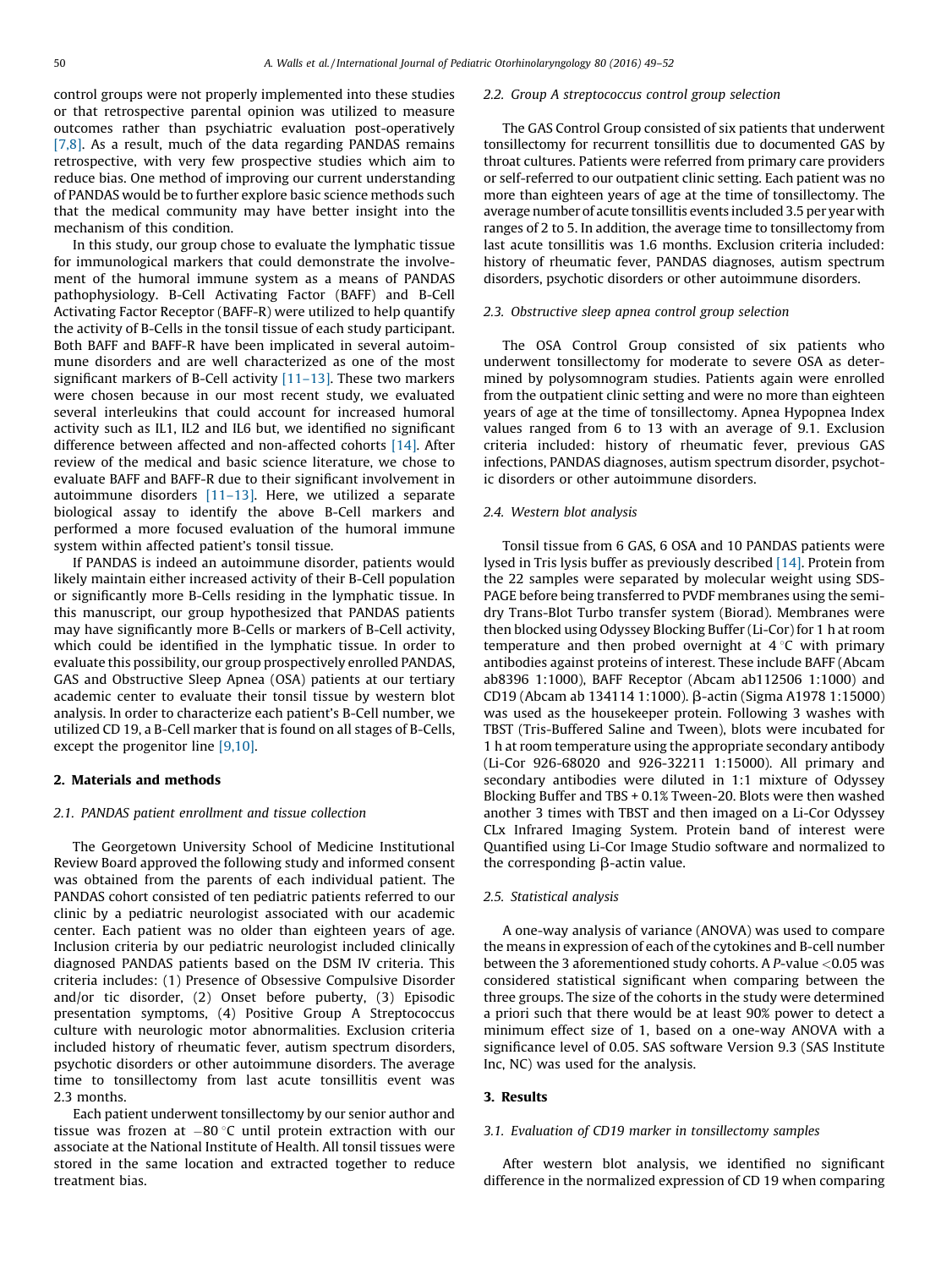control groups were not properly implemented into these studies or that retrospective parental opinion was utilized to measure outcomes rather than psychiatric evaluation post-operatively [7,8]. As a result, much of the data regarding PANDAS remains retrospective, with very few prospective studies which aim to reduce bias. One method of improving our current understanding of PANDAS would be to further explore basic science methods such that the medical community may have better insight into the mechanism of this condition.

In this study, our group chose to evaluate the lymphatic tissue for immunological markers that could demonstrate the involvement of the humoral immune system as a means of PANDAS pathophysiology. B-Cell Activating Factor (BAFF) and B-Cell Activating Factor Receptor (BAFF-R) were utilized to help quantify the activity of B-Cells in the tonsil tissue of each study participant. Both BAFF and BAFF-R have been implicated in several autoimmune disorders and are well characterized as one of the most significant markers of B-Cell activity [11–13]. These two markers were chosen because in our most recent study, we evaluated several interleukins that could account for increased humoral activity such as IL1, IL2 and IL6 but, we identified no significant difference between affected and non-affected cohorts [14]. After review of the medical and basic science literature, we chose to evaluate BAFF and BAFF-R due to their significant involvement in autoimmune disorders [11–13]. Here, we utilized a separate biological assay to identify the above B-Cell markers and performed a more focused evaluation of the humoral immune system within affected patient's tonsil tissue.

If PANDAS is indeed an autoimmune disorder, patients would likely maintain either increased activity of their B-Cell population or significantly more B-Cells residing in the lymphatic tissue. In this manuscript, our group hypothesized that PANDAS patients may have significantly more B-Cells or markers of B-Cell activity, which could be identified in the lymphatic tissue. In order to evaluate this possibility, our group prospectively enrolled PANDAS, GAS and Obstructive Sleep Apnea (OSA) patients at our tertiary academic center to evaluate their tonsil tissue by western blot analysis. In order to characterize each patient's B-Cell number, we utilized CD 19, a B-Cell marker that is found on all stages of B-Cells, except the progenitor line [9,10].

## 2. Materials and methods

### 2.1. PANDAS patient enrollment and tissue collection

The Georgetown University School of Medicine Institutional Review Board approved the following study and informed consent was obtained from the parents of each individual patient. The PANDAS cohort consisted of ten pediatric patients referred to our clinic by a pediatric neurologist associated with our academic center. Each patient was no older than eighteen years of age. Inclusion criteria by our pediatric neurologist included clinically diagnosed PANDAS patients based on the DSM IV criteria. This criteria includes: (1) Presence of Obsessive Compulsive Disorder and/or tic disorder, (2) Onset before puberty, (3) Episodic presentation symptoms, (4) Positive Group A Streptococcus culture with neurologic motor abnormalities. Exclusion criteria included history of rheumatic fever, autism spectrum disorders, psychotic disorders or other autoimmune disorders. The average time to tonsillectomy from last acute tonsillitis event was 2.3 months.

Each patient underwent tonsillectomy by our senior author and tissue was frozen at $-80\,^{\circ}$C until protein extraction with our associate at the National Institute of Health. All tonsil tissues were stored in the same location and extracted together to reduce treatment bias.

### 2.2. Group A streptococcus control group selection

The GAS Control Group consisted of six patients that underwent tonsillectomy for recurrent tonsillitis due to documented GAS by throat cultures. Patients were referred from primary care providers or self-referred to our outpatient clinic setting. Each patient was no more than eighteen years of age at the time of tonsillectomy. The average number of acute tonsillitis events included 3.5 per year with ranges of 2 to 5. In addition, the average time to tonsillectomy from last acute tonsillitis was 1.6 months. Exclusion criteria included: history of rheumatic fever, PANDAS diagnoses, autism spectrum disorders, psychotic disorders or other autoimmune disorders.

### 2.3. Obstructive sleep apnea control group selection

The OSA Control Group consisted of six patients who underwent tonsillectomy for moderate to severe OSA as determined by polysomnogram studies. Patients again were enrolled from the outpatient clinic setting and were no more than eighteen years of age at the time of tonsillectomy. Apnea Hypopnea Index values ranged from 6 to 13 with an average of 9.1. Exclusion criteria included: history of rheumatic fever, previous GAS infections, PANDAS diagnoses, autism spectrum disorder, psychotic disorders or other autoimmune disorders.

### 2.4. Western blot analysis

Tonsil tissue from 6 GAS, 6 OSA and 10 PANDAS patients were lysed in Tris lysis buffer as previously described [14]. Protein from the 22 samples were separated by molecular weight using SDS-PAGE before being transferred to PVDF membranes using the semi-dry Trans-Blot Turbo transfer system (Biorad). Membranes were then blocked using Odyssey Blocking Buffer (Li-Cor) for 1 h at room temperature and then probed overnight at $4\,^{\circ}$C with primary antibodies against proteins of interest. These include BAFF (Abcam ab8396 1:1000), BAFF Receptor (Abcam ab112506 1:1000) and CD19 (Abcam ab 134114 1:1000). β-actin (Sigma A1978 1:15000) was used as the housekeeper protein. Following 3 washes with TBST (Tris-Buffered Saline and Tween), blots were incubated for 1 h at room temperature using the appropriate secondary antibody (Li-Cor 926-68020 and 926-32211 1:15000). All primary and secondary antibodies were diluted in 1:1 mixture of Odyssey Blocking Buffer and TBS + 0.1% Tween-20. Blots were then washed another 3 times with TBST and then imaged on a Li-Cor Odyssey CLx Infrared Imaging System. Protein band of interest were Quantified using Li-Cor Image Studio software and normalized to the corresponding β-actin value.

### 2.5. Statistical analysis

A one-way analysis of variance (ANOVA) was used to compare the means in expression of each of the cytokines and B-cell number between the 3 aforementioned study cohorts. A $P$-value $<0.05$ was considered statistical significant when comparing between the three groups. The size of the cohorts in the study were determined a priori such that there would be at least 90% power to detect a minimum effect size of 1, based on a one-way ANOVA with a significance level of 0.05. SAS software Version 9.3 (SAS Institute Inc, NC) was used for the analysis.

## 3. Results

### 3.1. Evaluation of CD19 marker in tonsillectomy samples

After western blot analysis, we identified no significant difference in the normalized expression of CD 19 when comparing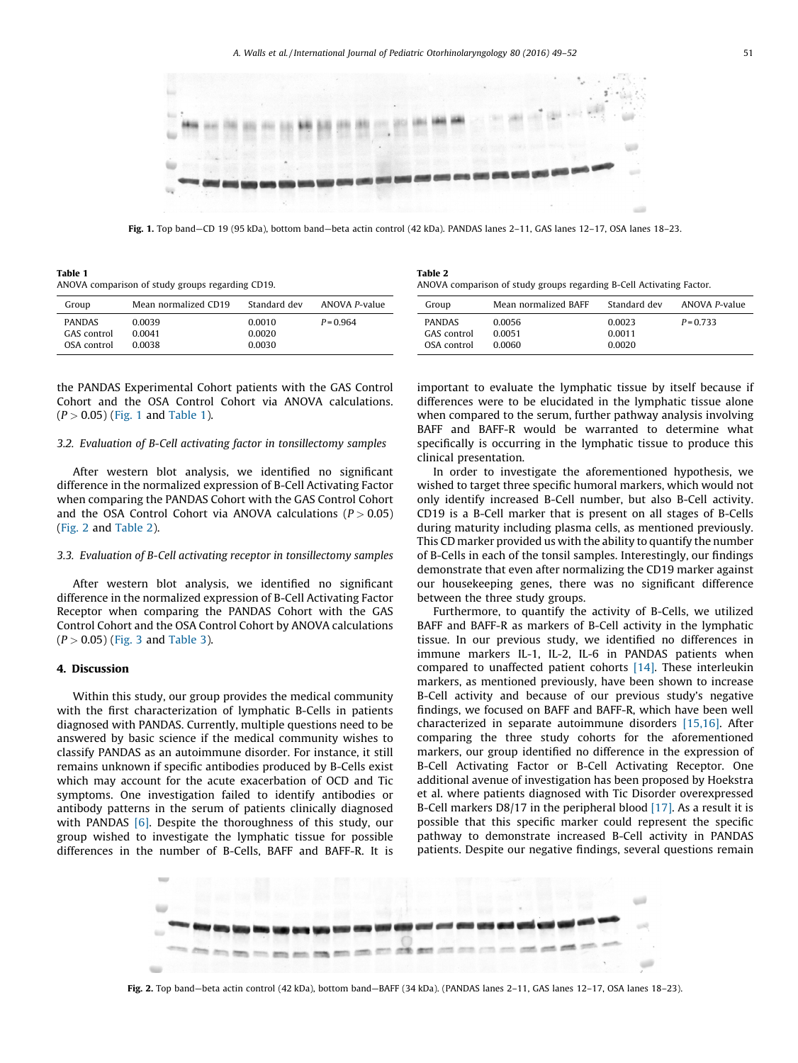Fig. 1. Top band—CD 19 (95 kDa), bottom band—beta actin control (42 kDa). PANDAS lanes 2–11, GAS lanes 12–17, OSA lanes 18–23.

**Table 1**
ANOVA comparison of study groups regarding CD19.

| Group | Mean normalized CD19 | Standard dev | ANOVA *P*-value |
|---|---|---|---|
| PANDAS | 0.0039 | 0.0010 | $P = 0.964$ |
| GAS control | 0.0041 | 0.0020 | |
| OSA control | 0.0038 | 0.0030 | |

**Table 2**
ANOVA comparison of study groups regarding B-Cell Activating Factor.

| Group | Mean normalized BAFF | Standard dev | ANOVA *P*-value |
|---|---|---|---|
| PANDAS | 0.0056 | 0.0023 | $P = 0.733$ |
| GAS control | 0.0051 | 0.0011 | |
| OSA control | 0.0060 | 0.0020 | |

the PANDAS Experimental Cohort patients with the GAS Control Cohort and the OSA Control Cohort via ANOVA calculations. ($P > 0.05$) (Fig. 1 and Table 1).

### 3.2. Evaluation of B-Cell activating factor in tonsillectomy samples

After western blot analysis, we identified no significant difference in the normalized expression of B-Cell Activating Factor when comparing the PANDAS Cohort with the GAS Control Cohort and the OSA Control Cohort via ANOVA calculations ($P > 0.05$) (Fig. 2 and Table 2).

### 3.3. Evaluation of B-Cell activating receptor in tonsillectomy samples

After western blot analysis, we identified no significant difference in the normalized expression of B-Cell Activating Factor Receptor when comparing the PANDAS Cohort with the GAS Control Cohort and the OSA Control Cohort by ANOVA calculations ($P > 0.05$) (Fig. 3 and Table 3).

## 4. Discussion

Within this study, our group provides the medical community with the first characterization of lymphatic B-Cells in patients diagnosed with PANDAS. Currently, multiple questions need to be answered by basic science if the medical community wishes to classify PANDAS as an autoimmune disorder. For instance, it still remains unknown if specific antibodies produced by B-Cells exist which may account for the acute exacerbation of OCD and Tic symptoms. One investigation failed to identify antibodies or antibody patterns in the serum of patients clinically diagnosed with PANDAS [6]. Despite the thoroughness of this study, our group wished to investigate the lymphatic tissue for possible differences in the number of B-Cells, BAFF and BAFF-R. It is important to evaluate the lymphatic tissue by itself because if differences were to be elucidated in the lymphatic tissue alone when compared to the serum, further pathway analysis involving BAFF and BAFF-R would be warranted to determine what specifically is occurring in the lymphatic tissue to produce this clinical presentation.

In order to investigate the aforementioned hypothesis, we wished to target three specific humoral markers, which would not only identify increased B-Cell number, but also B-Cell activity. CD19 is a B-Cell marker that is present on all stages of B-Cells during maturity including plasma cells, as mentioned previously. This CD marker provided us with the ability to quantify the number of B-Cells in each of the tonsil samples. Interestingly, our findings demonstrate that even after normalizing the CD19 marker against our housekeeping genes, there was no significant difference between the three study groups.

Furthermore, to quantify the activity of B-Cells, we utilized BAFF and BAFF-R as markers of B-Cell activity in the lymphatic tissue. In our previous study, we identified no differences in immune markers IL-1, IL-2, IL-6 in PANDAS patients when compared to unaffected patient cohorts [14]. These interleukin markers, as mentioned previously, have been shown to increase B-Cell activity and because of our previous study's negative findings, we focused on BAFF and BAFF-R, which have been well characterized in separate autoimmune disorders [15,16]. After comparing the three study cohorts for the aforementioned markers, our group identified no difference in the expression of B-Cell Activating Factor or B-Cell Activating Receptor. One additional avenue of investigation has been proposed by Hoekstra et al. where patients diagnosed with Tic Disorder overexpressed B-Cell markers D8/17 in the peripheral blood [17]. As a result it is possible that this specific marker could represent the specific pathway to demonstrate increased B-Cell activity in PANDAS patients. Despite our negative findings, several questions remain

Fig. 2. Top band—beta actin control (42 kDa), bottom band—BAFF (34 kDa). (PANDAS lanes 2–11, GAS lanes 12–17, OSA lanes 18–23).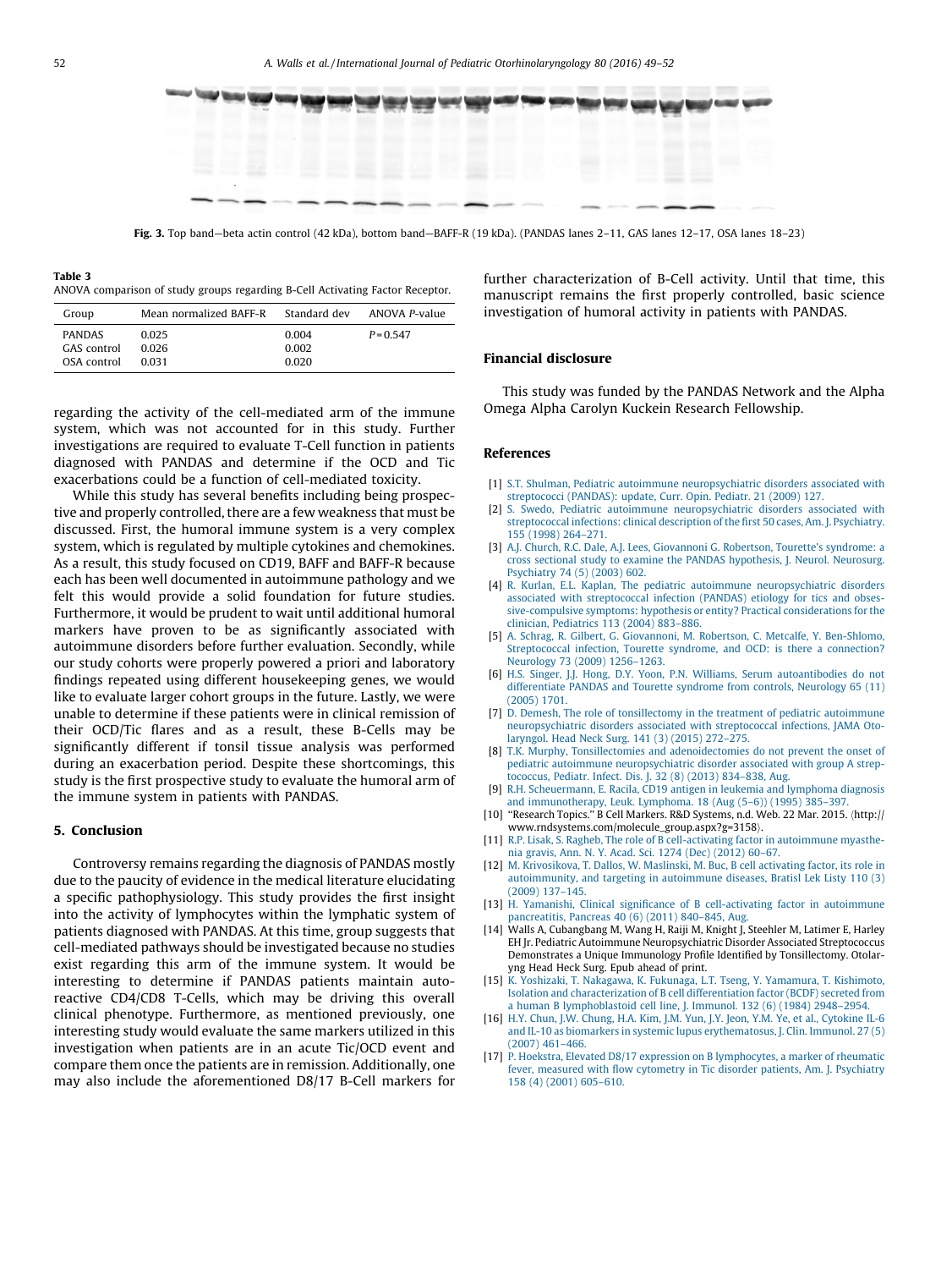Fig. 3. Top band—beta actin control (42 kDa), bottom band—BAFF-R (19 kDa). (PANDAS lanes 2–11, GAS lanes 12–17, OSA lanes 18–23)

**Table 3**
ANOVA comparison of study groups regarding B-Cell Activating Factor Receptor.

| Group | Mean normalized BAFF-R | Standard dev | ANOVA *P*-value |
|---|---|---|---|
| PANDAS | 0.025 | 0.004 | $P = 0.547$ |
| GAS control | 0.026 | 0.002 | |
| OSA control | 0.031 | 0.020 | |

regarding the activity of the cell-mediated arm of the immune system, which was not accounted for in this study. Further investigations are required to evaluate T-Cell function in patients diagnosed with PANDAS and determine if the OCD and Tic exacerbations could be a function of cell-mediated toxicity.

While this study has several benefits including being prospective and properly controlled, there are a few weakness that must be discussed. First, the humoral immune system is a very complex system, which is regulated by multiple cytokines and chemokines. As a result, this study focused on CD19, BAFF and BAFF-R because each has been well documented in autoimmune pathology and we felt this would provide a solid foundation for future studies. Furthermore, it would be prudent to wait until additional humoral markers have proven to be as significantly associated with autoimmune disorders before further evaluation. Secondly, while our study cohorts were properly powered a priori and laboratory findings repeated using different housekeeping genes, we would like to evaluate larger cohort groups in the future. Lastly, we were unable to determine if these patients were in clinical remission of their OCD/Tic flares and as a result, these B-Cells may be significantly different if tonsil tissue analysis was performed during an exacerbation period. Despite these shortcomings, this study is the first prospective study to evaluate the humoral arm of the immune system in patients with PANDAS.

## 5. Conclusion

Controversy remains regarding the diagnosis of PANDAS mostly due to the paucity of evidence in the medical literature elucidating a specific pathophysiology. This study provides the first insight into the activity of lymphocytes within the lymphatic system of patients diagnosed with PANDAS. At this time, group suggests that cell-mediated pathways should be investigated because no studies exist regarding this arm of the immune system. It would be interesting to determine if PANDAS patients maintain autoreactive CD4/CD8 T-Cells, which may be driving this overall clinical phenotype. Furthermore, as mentioned previously, one interesting study would evaluate the same markers utilized in this investigation when patients are in an acute Tic/OCD event and compare them once the patients are in remission. Additionally, one may also include the aforementioned D8/17 B-Cell markers for further characterization of B-Cell activity. Until that time, this manuscript remains the first properly controlled, basic science investigation of humoral activity in patients with PANDAS.

## Financial disclosure

This study was funded by the PANDAS Network and the Alpha Omega Alpha Carolyn Kuckein Research Fellowship.

## References

[1] S.T. Shulman, Pediatric autoimmune neuropsychiatric disorders associated with streptococci (PANDAS): update, Curr. Opin. Pediatr. 21 (2009) 127.

[2] S. Swedo, Pediatric autoimmune neuropsychiatric disorders associated with streptococcal infections: clinical description of the first 50 cases, Am. J. Psychiatry. 155 (1998) 264–271.

[3] A.J. Church, R.C. Dale, A.J. Lees, Giovannoni G. Robertson, Tourette's syndrome: a cross sectional study to examine the PANDAS hypothesis, J. Neurol. Neurosurg. Psychiatry 74 (5) (2003) 602.

[4] R. Kurlan, E.L. Kaplan, The pediatric autoimmune neuropsychiatric disorders associated with streptococcal infection (PANDAS) etiology for tics and obsessive-compulsive symptoms: hypothesis or entity? Practical considerations for the clinician, Pediatrics 113 (2004) 883–886.

[5] A. Schrag, R. Gilbert, G. Giovannoni, M. Robertson, C. Metcalfe, Y. Ben-Shlomo, Streptococcal infection, Tourette syndrome, and OCD: is there a connection? Neurology 73 (2009) 1256–1263.

[6] H.S. Singer, J.J. Hong, D.Y. Yoon, P.N. Williams, Serum autoantibodies do not differentiate PANDAS and Tourette syndrome from controls, Neurology 65 (11) (2005) 1701.

[7] D. Demesh, The role of tonsillectomy in the treatment of pediatric autoimmune neuropsychiatric disorders associated with streptococcal infections, JAMA Otolaryngol. Head Neck Surg. 141 (3) (2015) 272–275.

[8] T.K. Murphy, Tonsillectomies and adenoidectomies do not prevent the onset of pediatric autoimmune neuropsychiatric disorder associated with group A streptococcus, Pediatr. Infect. Dis. J. 32 (8) (2013) 834–838, Aug.

[9] R.H. Scheuermann, E. Racila, CD19 antigen in leukemia and lymphoma diagnosis and immunotherapy, Leuk. Lymphoma. 18 (Aug (5–6)) (1995) 385–397.

[10] "Research Topics." B Cell Markers. R&D Systems, n.d. Web. 22 Mar. 2015. ⟨http://www.rndsystems.com/molecule_group.aspx?g=3158⟩.

[11] R.P. Lisak, S. Ragheb, The role of B cell-activating factor in autoimmune myasthenia gravis, Ann. N. Y. Acad. Sci. 1274 (Dec) (2012) 60–67.

[12] M. Krivosikova, T. Dallos, W. Maslinski, M. Buc, B cell activating factor, its role in autoimmunity, and targeting in autoimmune diseases, Bratisl Lek Listy 110 (3) (2009) 137–145.

[13] H. Yamanishi, Clinical significance of B cell-activating factor in autoimmune pancreatitis, Pancreas 40 (6) (2011) 840–845, Aug.

[14] Walls A, Cubangbang M, Wang H, Raiji M, Knight J, Steehler M, Latimer E, Harley EH Jr. Pediatric Autoimmune Neuropsychiatric Disorder Associated Streptococcus Demonstrates a Unique Immunology Profile Identified by Tonsillectomy. Otolaryng Head Heck Surg. Epub ahead of print.

[15] K. Yoshizaki, T. Nakagawa, K. Fukunaga, L.T. Tseng, Y. Yamamura, T. Kishimoto, Isolation and characterization of B cell differentiation factor (BCDF) secreted from a human B lymphoblastoid cell line, J. Immunol. 132 (6) (1984) 2948–2954.

[16] H.Y. Chun, J.W. Chung, H.A. Kim, J.M. Yun, J.Y. Jeon, Y.M. Ye, et al., Cytokine IL-6 and IL-10 as biomarkers in systemic lupus erythematosus, J. Clin. Immunol. 27 (5) (2007) 461–466.

[17] P. Hoekstra, Elevated D8/17 expression on B lymphocytes, a marker of rheumatic fever, measured with flow cytometry in Tic disorder patients, Am. J. Psychiatry 158 (4) (2001) 605–610.